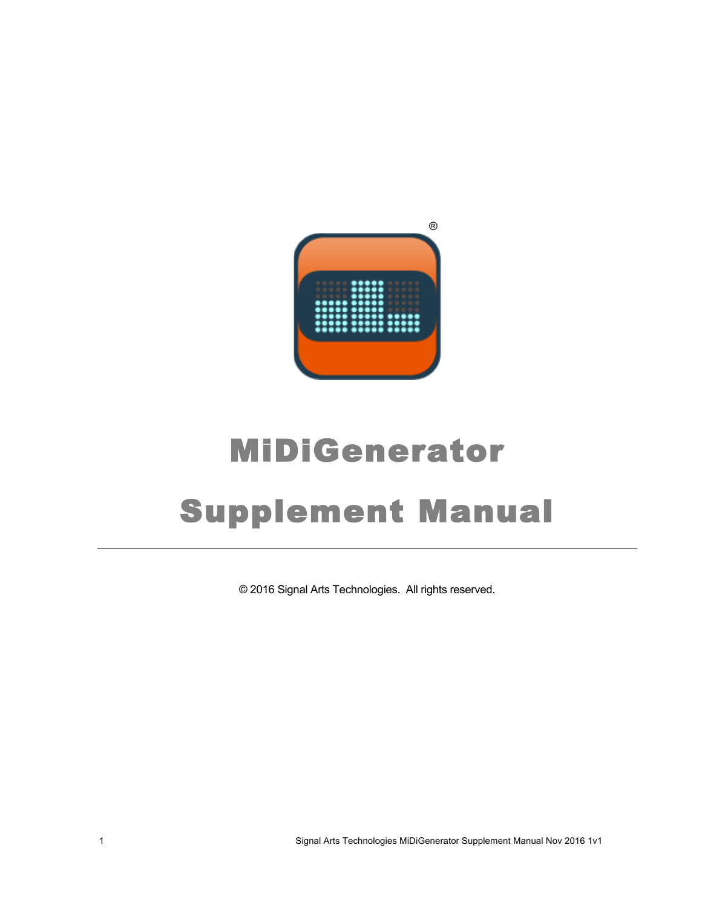# MiDiGenerator

# Supplement Manual

---

© 2016 Signal Arts Technologies. All rights reserved.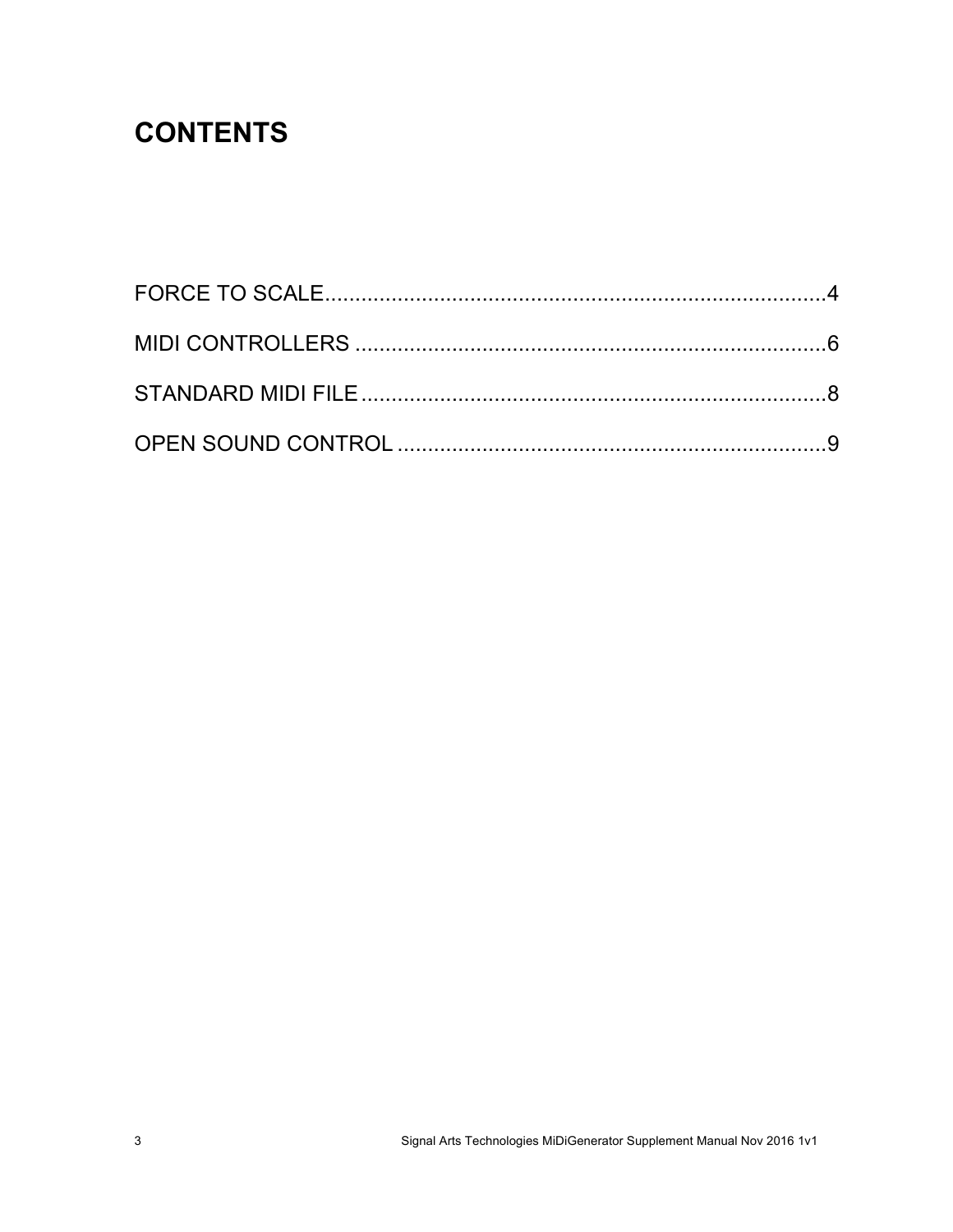# CONTENTS

FORCE TO SCALE....................................................................................4

MIDI CONTROLLERS ..............................................................................6

STANDARD MIDI FILE.............................................................................8

OPEN SOUND CONTROL .......................................................................9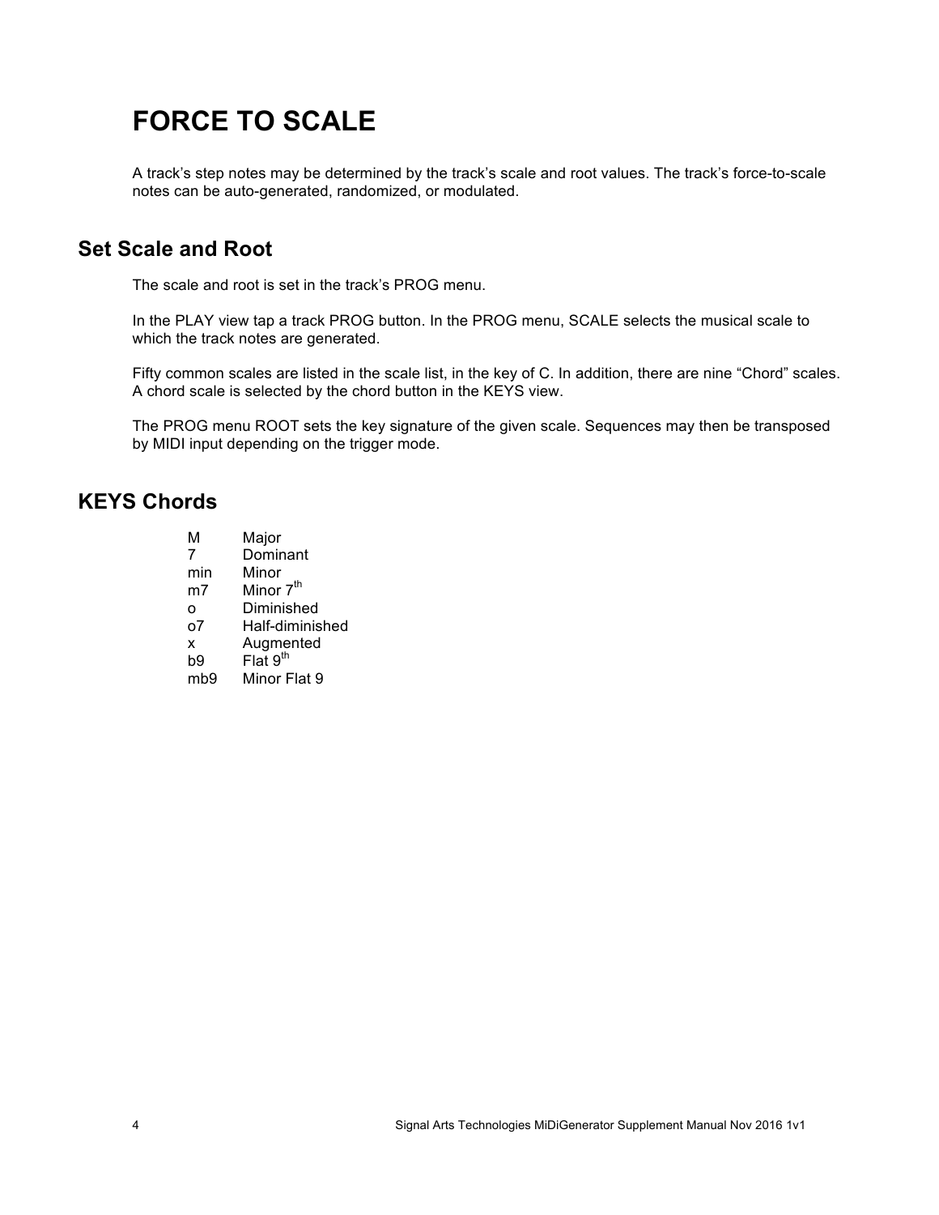# FORCE TO SCALE

A track's step notes may be determined by the track's scale and root values. The track's force-to-scale notes can be auto-generated, randomized, or modulated.

## Set Scale and Root

The scale and root is set in the track's PROG menu.

In the PLAY view tap a track PROG button. In the PROG menu, SCALE selects the musical scale to which the track notes are generated.

Fifty common scales are listed in the scale list, in the key of C. In addition, there are nine "Chord" scales. A chord scale is selected by the chord button in the KEYS view.

The PROG menu ROOT sets the key signature of the given scale. Sequences may then be transposed by MIDI input depending on the trigger mode.

## KEYS Chords

| | |
|---|---|
| M | Major |
| 7 | Dominant |
| min | Minor |
| m7 | Minor 7th |
| o | Diminished |
| o7 | Half-diminished |
| x | Augmented |
| b9 | Flat 9th |
| mb9 | Minor Flat 9 |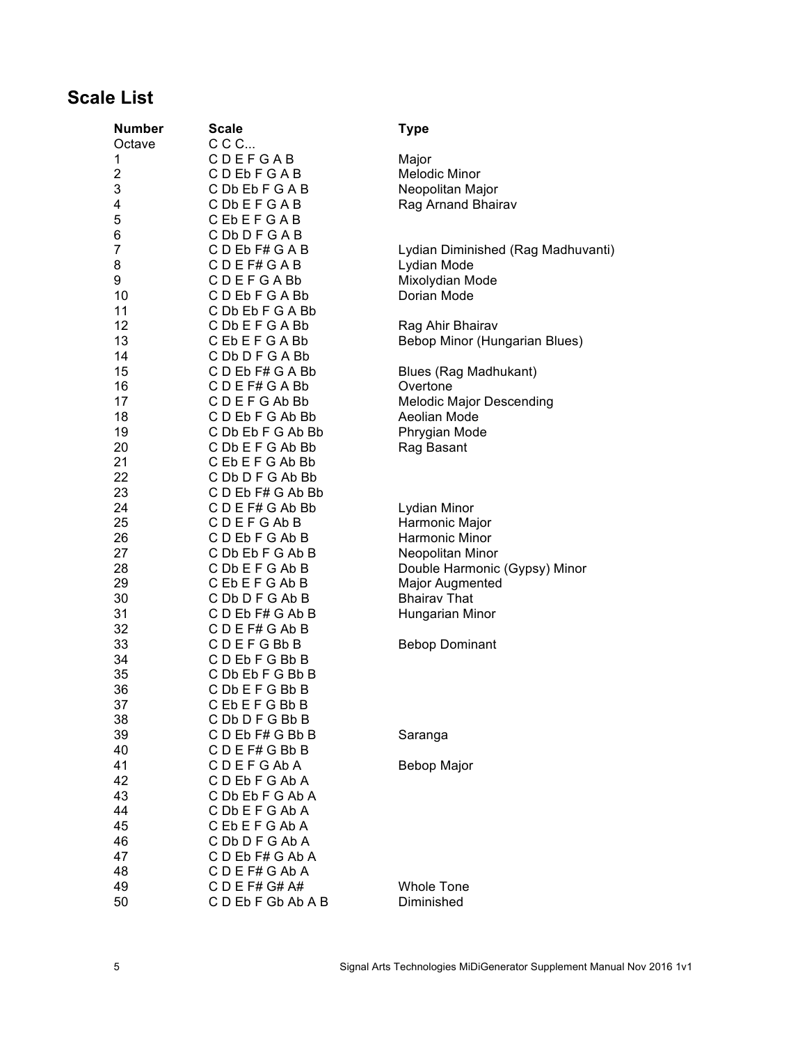## Scale List

| Number | Scale | Type |
|---|---|---|
| Octave | C C C... | |
| 1 | C D E F G A B | Major |
| 2 | C D Eb F G A B | Melodic Minor |
| 3 | C Db Eb F G A B | Neopolitan Major |
| 4 | C Db E F G A B | Rag Arnand Bhairav |
| 5 | C Eb E F G A B | |
| 6 | C Db D F G A B | |
| 7 | C D Eb F# G A B | Lydian Diminished (Rag Madhuvanti) |
| 8 | C D E F# G A B | Lydian Mode |
| 9 | C D E F G A Bb | Mixolydian Mode |
| 10 | C D Eb F G A Bb | Dorian Mode |
| 11 | C Db Eb F G A Bb | |
| 12 | C Db E F G A Bb | Rag Ahir Bhairav |
| 13 | C Eb E F G A Bb | Bebop Minor (Hungarian Blues) |
| 14 | C Db D F G A Bb | |
| 15 | C D Eb F# G A Bb | Blues (Rag Madhukant) |
| 16 | C D E F# G A Bb | Overtone |
| 17 | C D E F G Ab Bb | Melodic Major Descending |
| 18 | C D Eb F G Ab Bb | Aeolian Mode |
| 19 | C Db Eb F G Ab Bb | Phrygian Mode |
| 20 | C Db E F G Ab Bb | Rag Basant |
| 21 | C Eb E F G Ab Bb | |
| 22 | C Db D F G Ab Bb | |
| 23 | C D Eb F# G Ab Bb | |
| 24 | C D E F# G Ab Bb | Lydian Minor |
| 25 | C D E F G Ab B | Harmonic Major |
| 26 | C D Eb F G Ab B | Harmonic Minor |
| 27 | C Db Eb F G Ab B | Neopolitan Minor |
| 28 | C Db E F G Ab B | Double Harmonic (Gypsy) Minor |
| 29 | C Eb E F G Ab B | Major Augmented |
| 30 | C Db D F G Ab B | Bhairav That |
| 31 | C D Eb F# G Ab B | Hungarian Minor |
| 32 | C D E F# G Ab B | |
| 33 | C D E F G Bb B | Bebop Dominant |
| 34 | C D Eb F G Bb B | |
| 35 | C Db Eb F G Bb B | |
| 36 | C Db E F G Bb B | |
| 37 | C Eb E F G Bb B | |
| 38 | C Db D F G Bb B | |
| 39 | C D Eb F# G Bb B | Saranga |
| 40 | C D E F# G Bb B | |
| 41 | C D E F G Ab A | Bebop Major |
| 42 | C D Eb F G Ab A | |
| 43 | C Db Eb F G Ab A | |
| 44 | C Db E F G Ab A | |
| 45 | C Eb E F G Ab A | |
| 46 | C Db D F G Ab A | |
| 47 | C D Eb F# G Ab A | |
| 48 | C D E F# G Ab A | |
| 49 | C D E F# G# A# | Whole Tone |
| 50 | C D Eb F Gb Ab A B | Diminished |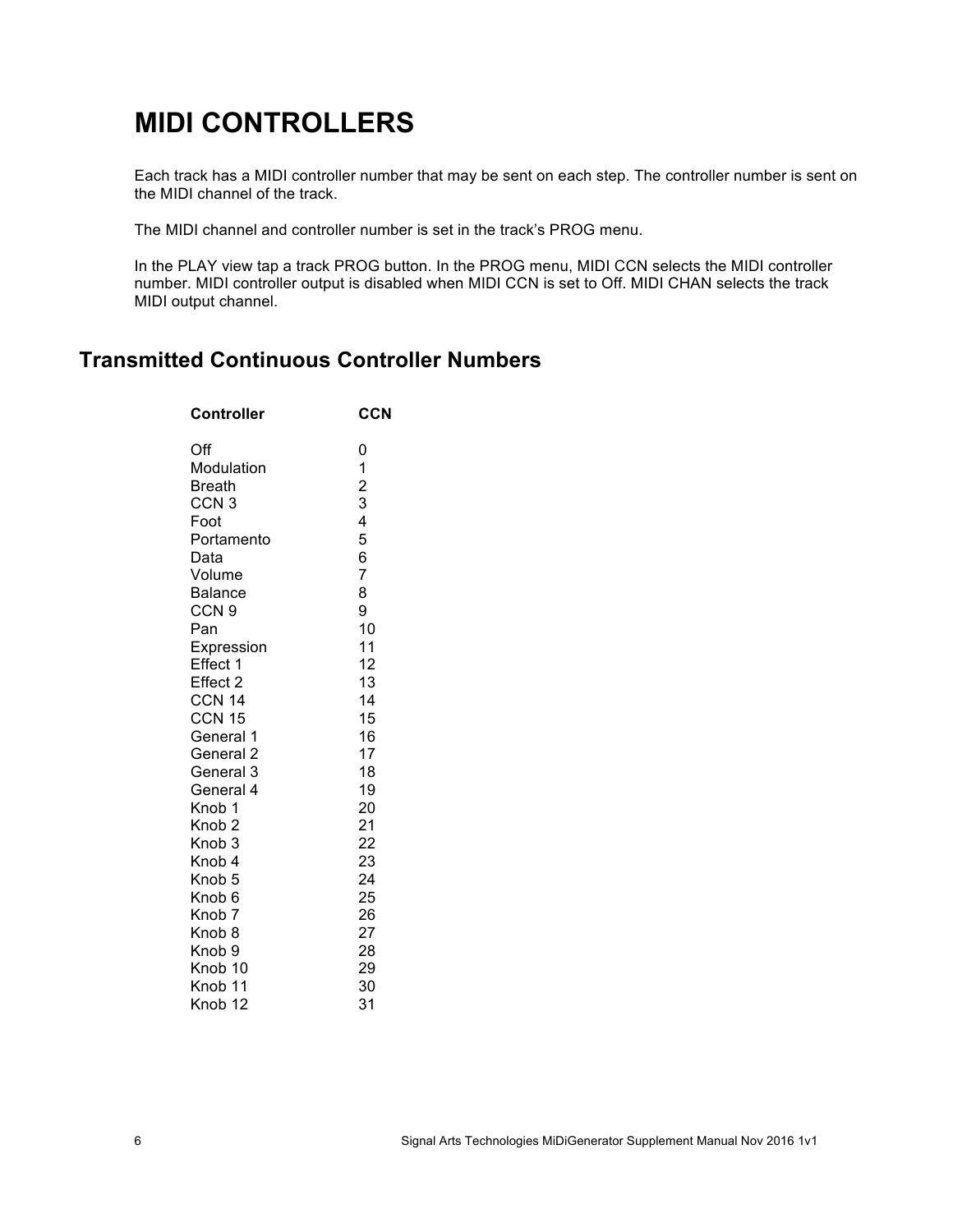# MIDI CONTROLLERS

Each track has a MIDI controller number that may be sent on each step. The controller number is sent on the MIDI channel of the track.

The MIDI channel and controller number is set in the track's PROG menu.

In the PLAY view tap a track PROG button. In the PROG menu, MIDI CCN selects the MIDI controller number. MIDI controller output is disabled when MIDI CCN is set to Off. MIDI CHAN selects the track MIDI output channel.

## Transmitted Continuous Controller Numbers

| Controller | CCN |
|---|---|
| Off | 0 |
| Modulation | 1 |
| Breath | 2 |
| CCN 3 | 3 |
| Foot | 4 |
| Portamento | 5 |
| Data | 6 |
| Volume | 7 |
| Balance | 8 |
| CCN 9 | 9 |
| Pan | 10 |
| Expression | 11 |
| Effect 1 | 12 |
| Effect 2 | 13 |
| CCN 14 | 14 |
| CCN 15 | 15 |
| General 1 | 16 |
| General 2 | 17 |
| General 3 | 18 |
| General 4 | 19 |
| Knob 1 | 20 |
| Knob 2 | 21 |
| Knob 3 | 22 |
| Knob 4 | 23 |
| Knob 5 | 24 |
| Knob 6 | 25 |
| Knob 7 | 26 |
| Knob 8 | 27 |
| Knob 9 | 28 |
| Knob 10 | 29 |
| Knob 11 | 30 |
| Knob 12 | 31 |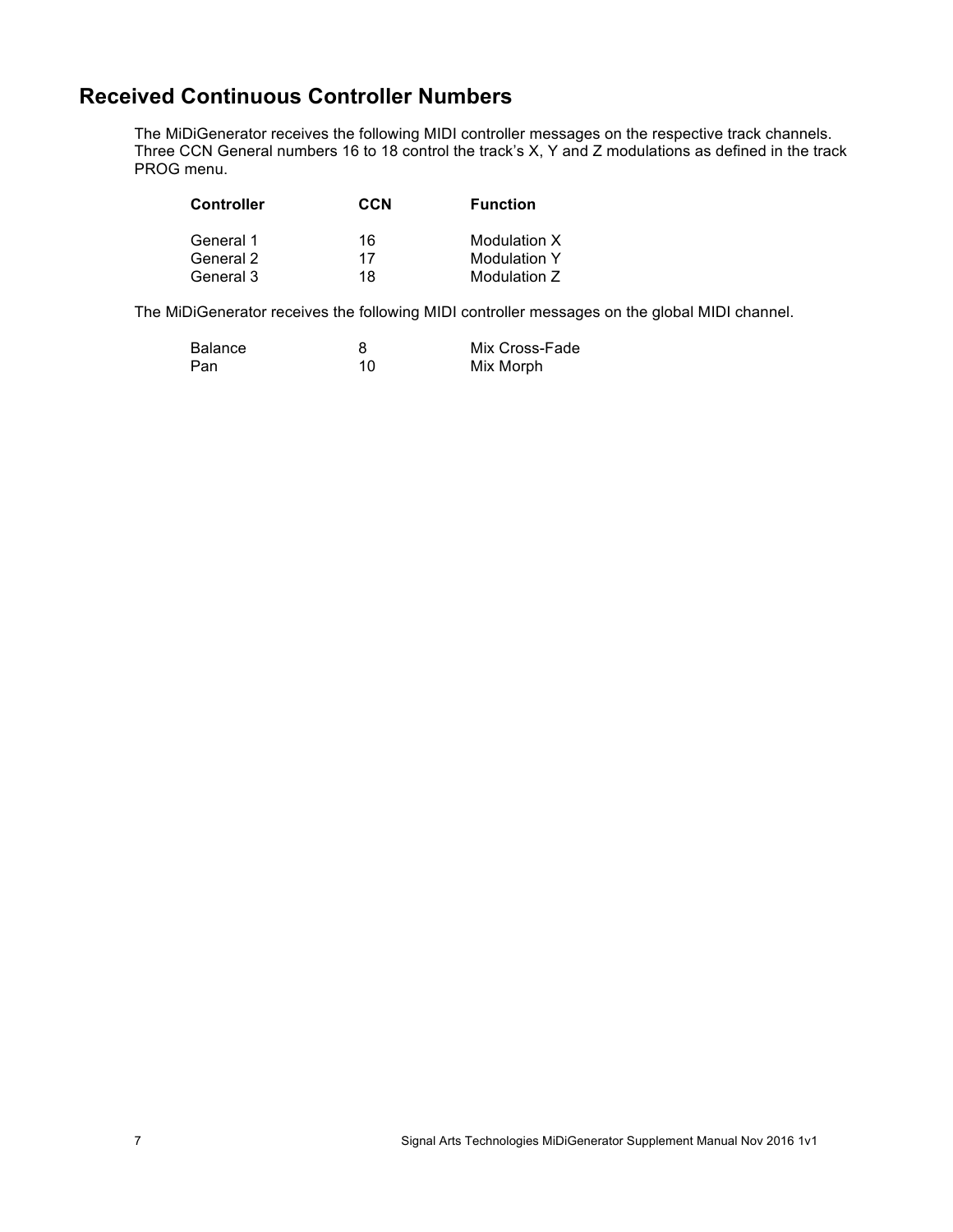## Received Continuous Controller Numbers

The MiDiGenerator receives the following MIDI controller messages on the respective track channels. Three CCN General numbers 16 to 18 control the track's X, Y and Z modulations as defined in the track PROG menu.

| Controller | CCN | Function |
|---|---|---|
| General 1 | 16 | Modulation X |
| General 2 | 17 | Modulation Y |
| General 3 | 18 | Modulation Z |

The MiDiGenerator receives the following MIDI controller messages on the global MIDI channel.

| | | |
|---|---|---|
| Balance | 8 | Mix Cross-Fade |
| Pan | 10 | Mix Morph |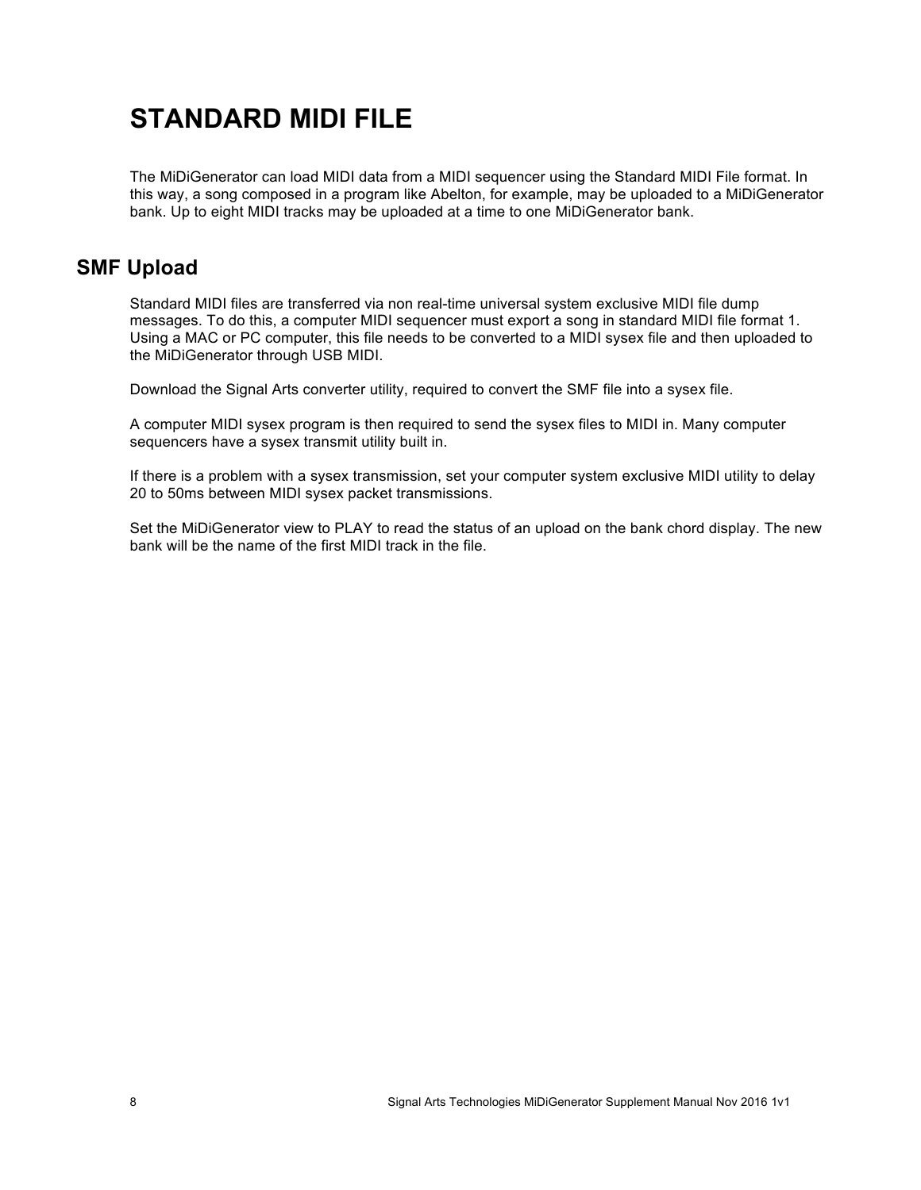# STANDARD MIDI FILE

The MiDiGenerator can load MIDI data from a MIDI sequencer using the Standard MIDI File format. In this way, a song composed in a program like Abelton, for example, may be uploaded to a MiDiGenerator bank. Up to eight MIDI tracks may be uploaded at a time to one MiDiGenerator bank.

## SMF Upload

Standard MIDI files are transferred via non real-time universal system exclusive MIDI file dump messages. To do this, a computer MIDI sequencer must export a song in standard MIDI file format 1. Using a MAC or PC computer, this file needs to be converted to a MIDI sysex file and then uploaded to the MiDiGenerator through USB MIDI.

Download the Signal Arts converter utility, required to convert the SMF file into a sysex file.

A computer MIDI sysex program is then required to send the sysex files to MIDI in. Many computer sequencers have a sysex transmit utility built in.

If there is a problem with a sysex transmission, set your computer system exclusive MIDI utility to delay 20 to 50ms between MIDI sysex packet transmissions.

Set the MiDiGenerator view to PLAY to read the status of an upload on the bank chord display. The new bank will be the name of the first MIDI track in the file.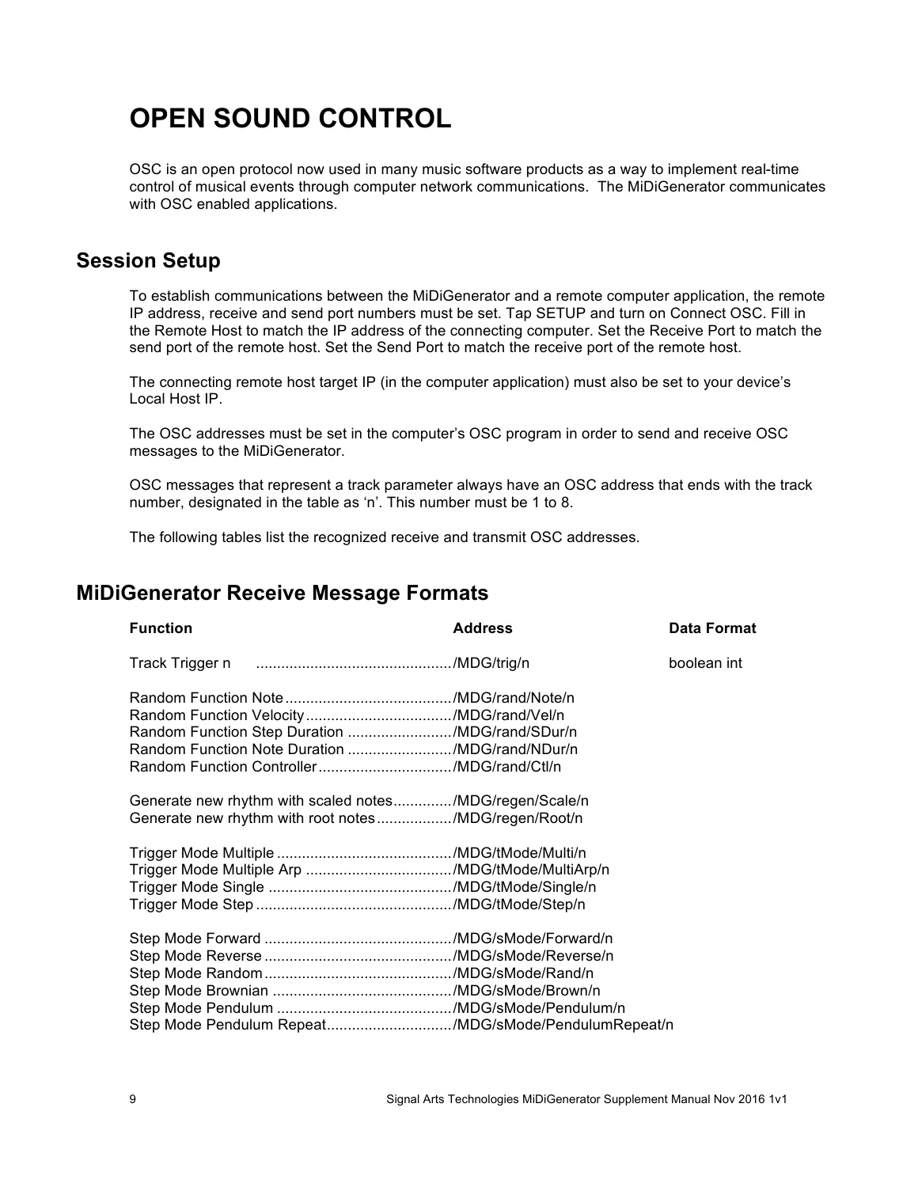# OPEN SOUND CONTROL

OSC is an open protocol now used in many music software products as a way to implement real-time control of musical events through computer network communications. The MiDiGenerator communicates with OSC enabled applications.

## Session Setup

To establish communications between the MiDiGenerator and a remote computer application, the remote IP address, receive and send port numbers must be set. Tap SETUP and turn on Connect OSC. Fill in the Remote Host to match the IP address of the connecting computer. Set the Receive Port to match the send port of the remote host. Set the Send Port to match the receive port of the remote host.

The connecting remote host target IP (in the computer application) must also be set to your device's Local Host IP.

The OSC addresses must be set in the computer's OSC program in order to send and receive OSC messages to the MiDiGenerator.

OSC messages that represent a track parameter always have an OSC address that ends with the track number, designated in the table as 'n'. This number must be 1 to 8.

The following tables list the recognized receive and transmit OSC addresses.

## MiDiGenerator Receive Message Formats

| Function | Address | Data Format |
| --- | --- | --- |
| Track Trigger n | /MDG/trig/n | boolean int |
| Random Function Note | /MDG/rand/Note/n | |
| Random Function Velocity | /MDG/rand/Vel/n | |
| Random Function Step Duration | /MDG/rand/SDur/n | |
| Random Function Note Duration | /MDG/rand/NDur/n | |
| Random Function Controller | /MDG/rand/Ctl/n | |
| Generate new rhythm with scaled notes | /MDG/regen/Scale/n | |
| Generate new rhythm with root notes | /MDG/regen/Root/n | |
| Trigger Mode Multiple | /MDG/tMode/Multi/n | |
| Trigger Mode Multiple Arp | /MDG/tMode/MultiArp/n | |
| Trigger Mode Single | /MDG/tMode/Single/n | |
| Trigger Mode Step | /MDG/tMode/Step/n | |
| Step Mode Forward | /MDG/sMode/Forward/n | |
| Step Mode Reverse | /MDG/sMode/Reverse/n | |
| Step Mode Random | /MDG/sMode/Rand/n | |
| Step Mode Brownian | /MDG/sMode/Brown/n | |
| Step Mode Pendulum | /MDG/sMode/Pendulum/n | |
| Step Mode Pendulum Repeat | /MDG/sMode/PendulumRepeat/n | |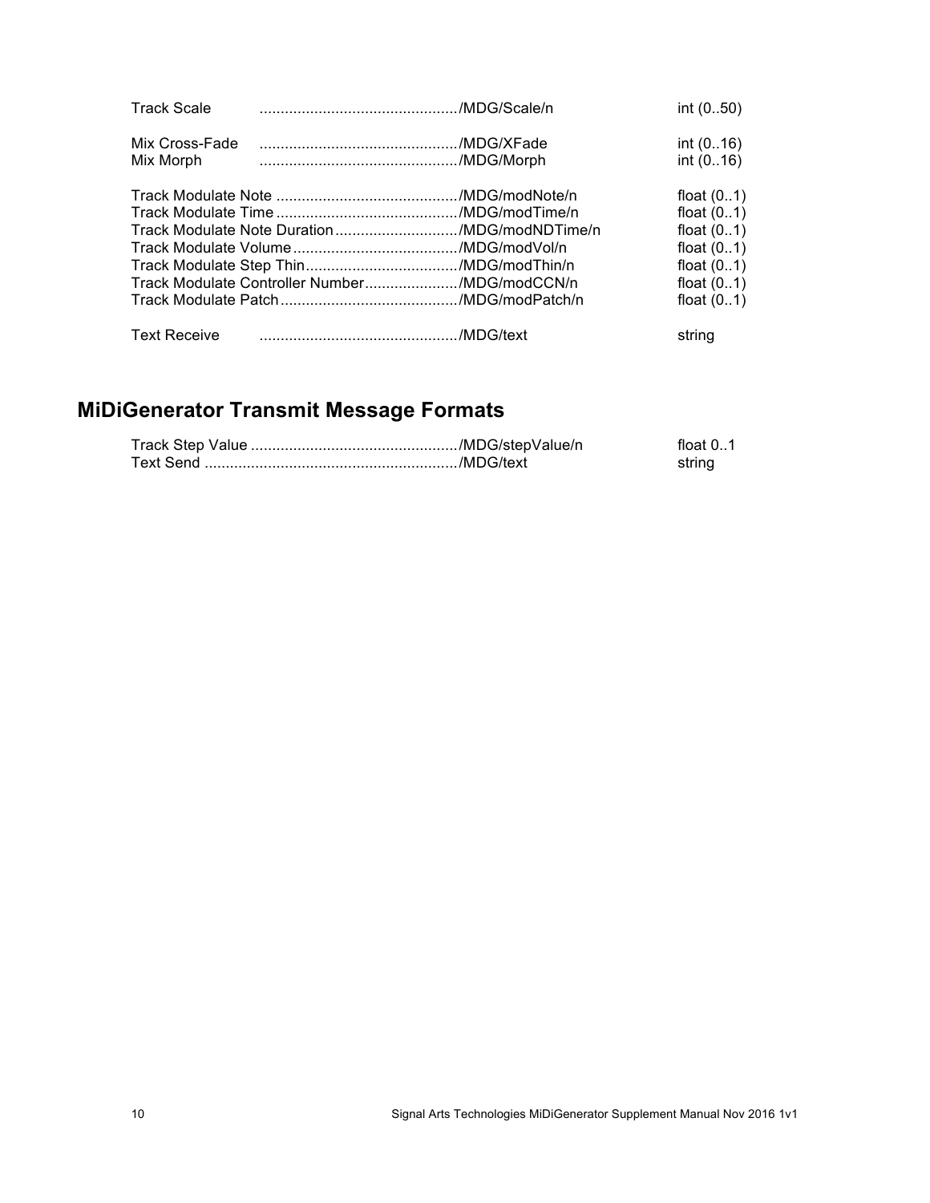| | | |
|---|---|---|
| Track Scale | /MDG/Scale/n | int (0..50) |
| Mix Cross-Fade | /MDG/XFade | int (0..16) |
| Mix Morph | /MDG/Morph | int (0..16) |
| Track Modulate Note | /MDG/modNote/n | float (0..1) |
| Track Modulate Time | /MDG/modTime/n | float (0..1) |
| Track Modulate Note Duration | /MDG/modNDTime/n | float (0..1) |
| Track Modulate Volume | /MDG/modVol/n | float (0..1) |
| Track Modulate Step Thin | /MDG/modThin/n | float (0..1) |
| Track Modulate Controller Number | /MDG/modCCN/n | float (0..1) |
| Track Modulate Patch | /MDG/modPatch/n | float (0..1) |
| Text Receive | /MDG/text | string |

## MiDiGenerator Transmit Message Formats

| | | |
|---|---|---|
| Track Step Value | /MDG/stepValue/n | float 0..1 |
| Text Send | /MDG/text | string |